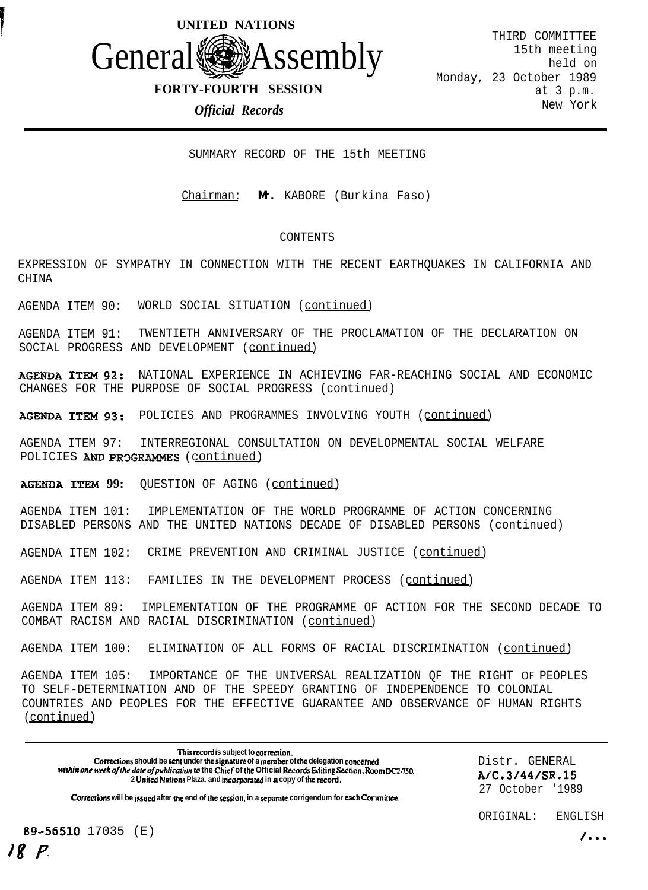UNITED NATIONS

# General Assembly

FORTY-FOURTH SESSION

*Official Records*

THIRD COMMITTEE
15th meeting
held on
Monday, 23 October 1989
at 3 p.m.
New York

## SUMMARY RECORD OF THE 15th MEETING

Chairman: Mr. KABORE (Burkina Faso)

CONTENTS

EXPRESSION OF SYMPATHY IN CONNECTION WITH THE RECENT EARTHQUAKES IN CALIFORNIA AND CHINA

AGENDA ITEM 90: WORLD SOCIAL SITUATION (continued)

AGENDA ITEM 91: TWENTIETH ANNIVERSARY OF THE PROCLAMATION OF THE DECLARATION ON SOCIAL PROGRESS AND DEVELOPMENT (continued)

AGENDA ITEM 92: NATIONAL EXPERIENCE IN ACHIEVING FAR-REACHING SOCIAL AND ECONOMIC CHANGES FOR THE PURPOSE OF SOCIAL PROGRESS (continued)

AGENDA ITEM 93: POLICIES AND PROGRAMMES INVOLVING YOUTH (continued)

AGENDA ITEM 97: INTERREGIONAL CONSULTATION ON DEVELOPMENTAL SOCIAL WELFARE POLICIES AND PROGRAMMES (continued)

AGENDA ITEM 99: QUESTION OF AGING (continued)

AGENDA ITEM 101: IMPLEMENTATION OF THE WORLD PROGRAMME OF ACTION CONCERNING DISABLED PERSONS AND THE UNITED NATIONS DECADE OF DISABLED PERSONS (continued)

AGENDA ITEM 102: CRIME PREVENTION AND CRIMINAL JUSTICE (continued)

AGENDA ITEM 113: FAMILIES IN THE DEVELOPMENT PROCESS (continued)

AGENDA ITEM 89: IMPLEMENTATION OF THE PROGRAMME OF ACTION FOR THE SECOND DECADE TO COMBAT RACISM AND RACIAL DISCRIMINATION (continued)

AGENDA ITEM 100: ELIMINATION OF ALL FORMS OF RACIAL DISCRIMINATION (continued)

AGENDA ITEM 105: IMPORTANCE OF THE UNIVERSAL REALIZATION OF THE RIGHT OF PEOPLES TO SELF-DETERMINATION AND OF THE SPEEDY GRANTING OF INDEPENDENCE TO COLONIAL COUNTRIES AND PEOPLES FOR THE EFFECTIVE GUARANTEE AND OBSERVANCE OF HUMAN RIGHTS (continued)

---

This record is subject to correction.
Corrections should be sent under the signature of a member of the delegation concerned *within one week of the date of publication* to the Chief of the Official Records Editing Section, Room DC2-750, 2 United Nations Plaza, and incorporated in a copy of the record.

Corrections will be issued after the end of the session, in a separate corrigendum for each Committee.

Distr. GENERAL
A/C.3/44/SR.15
27 October 1989

ORIGINAL: ENGLISH

89-56510 1703S (E)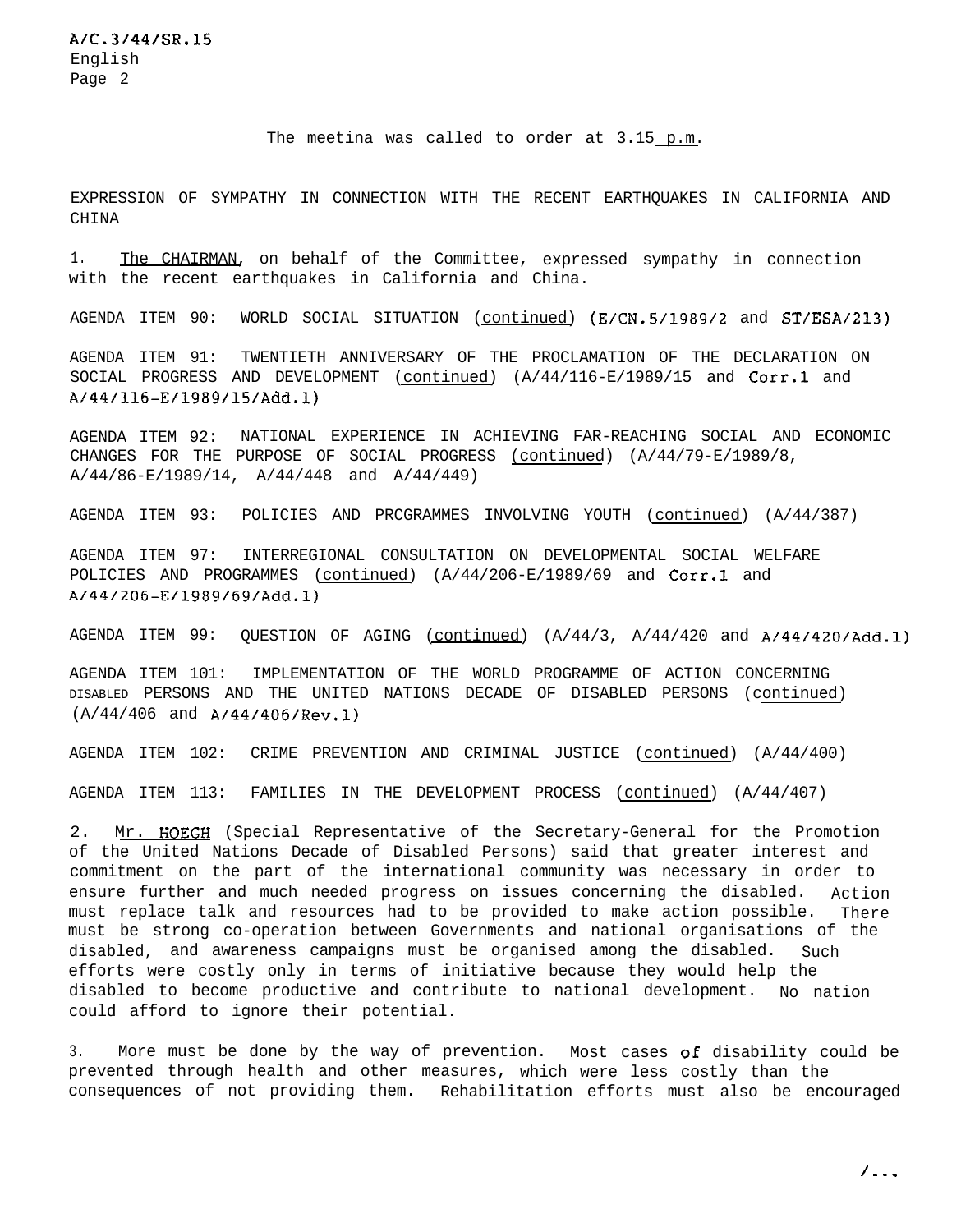The meetina was called to order at 3.15 p.m.

EXPRESSION OF SYMPATHY IN CONNECTION WITH THE RECENT EARTHQUAKES IN CALIFORNIA AND CHINA

1. The CHAIRMAN, on behalf of the Committee, expressed sympathy in connection with the recent earthquakes in California and China.

AGENDA ITEM 90: WORLD SOCIAL SITUATION (continued) (E/CN.5/1989/2 and ST/ESA/213)

AGENDA ITEM 91: TWENTIETH ANNIVERSARY OF THE PROCLAMATION OF THE DECLARATION ON SOCIAL PROGRESS AND DEVELOPMENT (continued) (A/44/116-E/1989/15 and Corr.1 and A/44/116-E/1989/15/Add.1)

AGENDA ITEM 92: NATIONAL EXPERIENCE IN ACHIEVING FAR-REACHING SOCIAL AND ECONOMIC CHANGES FOR THE PURPOSE OF SOCIAL PROGRESS (continued) (A/44/79-E/1989/8, A/44/86-E/1989/14, A/44/448 and A/44/449)

AGENDA ITEM 93: POLICIES AND PRCGRAMMES INVOLVING YOUTH (continued) (A/44/387)

AGENDA ITEM 97: INTERREGIONAL CONSULTATION ON DEVELOPMENTAL SOCIAL WELFARE POLICIES AND PROGRAMMES (continued) (A/44/206-E/1989/69 and Corr.1 and A/44/206-E/1989/69/Add.1)

AGENDA ITEM 99: QUESTION OF AGING (continued) (A/44/3, A/44/420 and A/44/420/Add.1)

AGENDA ITEM 101: IMPLEMENTATION OF THE WORLD PROGRAMME OF ACTION CONCERNING DISABLED PERSONS AND THE UNITED NATIONS DECADE OF DISABLED PERSONS (continued) (A/44/406 and A/44/406/Rev.1)

AGENDA ITEM 102: CRIME PREVENTION AND CRIMINAL JUSTICE (continued) (A/44/400)

AGENDA ITEM 113: FAMILIES IN THE DEVELOPMENT PROCESS (continued) (A/44/407)

2. Mr. HOEGH (Special Representative of the Secretary-General for the Promotion of the United Nations Decade of Disabled Persons) said that greater interest and commitment on the part of the international community was necessary in order to ensure further and much needed progress on issues concerning the disabled. Action must replace talk and resources had to be provided to make action possible. There must be strong co-operation between Governments and national organisations of the disabled, and awareness campaigns must be organised among the disabled. Such efforts were costly only in terms of initiative because they would help the disabled to become productive and contribute to national development. No nation could afford to ignore their potential.

3. More must be done by the way of prevention. Most cases of disability could be prevented through health and other measures, which were less costly than the consequences of not providing them. Rehabilitation efforts must also be encouraged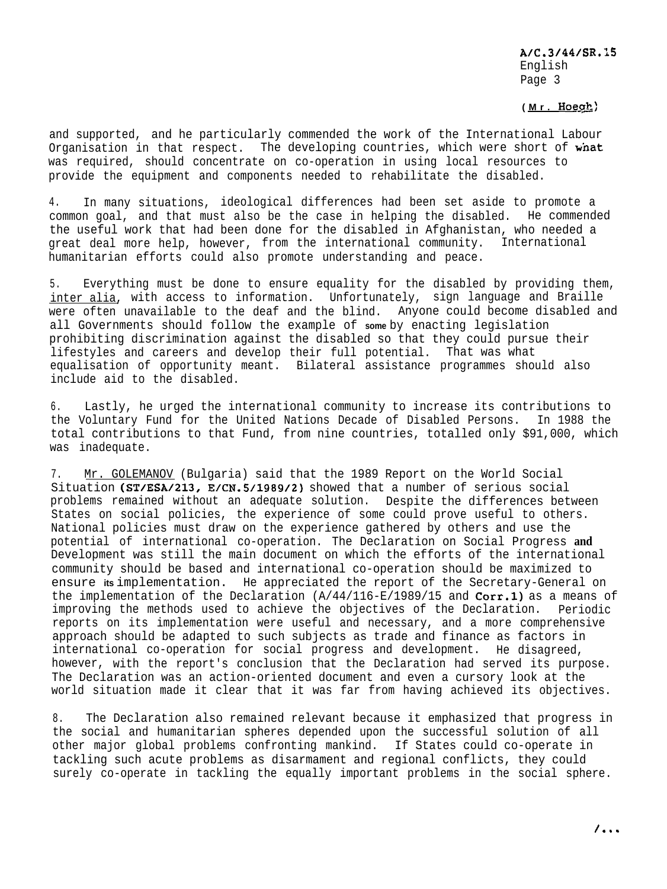(Mr. Hoegh)

and supported, and he particularly commended the work of the International Labour Organisation in that respect. The developing countries, which were short of what was required, should concentrate on co-operation in using local resources to provide the equipment and components needed to rehabilitate the disabled.

4. In many situations, ideological differences had been set aside to promote a common goal, and that must also be the case in helping the disabled. He commended the useful work that had been done for the disabled in Afghanistan, who needed a great deal more help, however, from the international community. International humanitarian efforts could also promote understanding and peace.

5. Everything must be done to ensure equality for the disabled by providing them, inter alia, with access to information. Unfortunately, sign language and Braille were often unavailable to the deaf and the blind. Anyone could become disabled and all Governments should follow the example of some by enacting legislation prohibiting discrimination against the disabled so that they could pursue their lifestyles and careers and develop their full potential. That was what equalisation of opportunity meant. Bilateral assistance programmes should also include aid to the disabled.

6. Lastly, he urged the international community to increase its contributions to the Voluntary Fund for the United Nations Decade of Disabled Persons. In 1988 the total contributions to that Fund, from nine countries, totalled only $91,000, which was inadequate.

7. Mr. GOLEMANOV (Bulgaria) said that the 1989 Report on the World Social Situation (ST/ESA/213, E/CN.5/1989/2) showed that a number of serious social problems remained without an adequate solution. Despite the differences between States on social policies, the experience of some could prove useful to others. National policies must draw on the experience gathered by others and use the potential of international co-operation. The Declaration on Social Progress and Development was still the main document on which the efforts of the international community should be based and international co-operation should be maximized to ensure its implementation. He appreciated the report of the Secretary-General on the implementation of the Declaration (A/44/116-E/1989/15 and Corr.1) as a means of improving the methods used to achieve the objectives of the Declaration. Periodic reports on its implementation were useful and necessary, and a more comprehensive approach should be adapted to such subjects as trade and finance as factors in international co-operation for social progress and development. He disagreed, however, with the report's conclusion that the Declaration had served its purpose. The Declaration was an action-oriented document and even a cursory look at the world situation made it clear that it was far from having achieved its objectives.

8. The Declaration also remained relevant because it emphasized that progress in the social and humanitarian spheres depended upon the successful solution of all other major global problems confronting mankind. If States could co-operate in tackling such acute problems as disarmament and regional conflicts, they could surely co-operate in tackling the equally important problems in the social sphere.

/...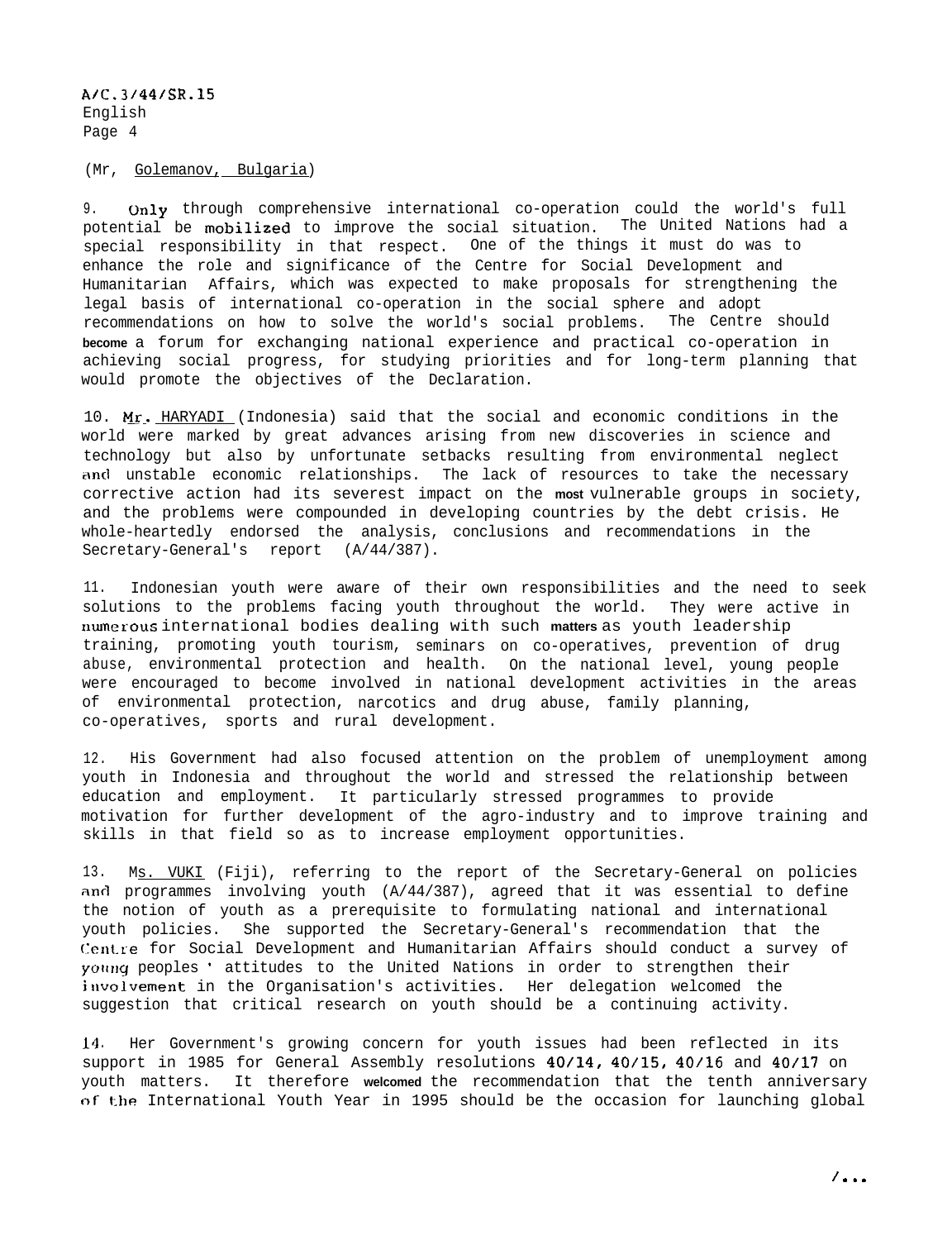(Mr, Golemanov, Bulgaria)

9. Only through comprehensive international co-operation could the world's full potential be mobilized to improve the social situation. The United Nations had a special responsibility in that respect. One of the things it must do was to enhance the role and significance of the Centre for Social Development and Humanitarian Affairs, which was expected to make proposals for strengthening the legal basis of international co-operation in the social sphere and adopt recommendations on how to solve the world's social problems. The Centre should become a forum for exchanging national experience and practical co-operation in achieving social progress, for studying priorities and for long-term planning that would promote the objectives of the Declaration.

10. Mr. HARYADI (Indonesia) said that the social and economic conditions in the world were marked by great advances arising from new discoveries in science and technology but also by unfortunate setbacks resulting from environmental neglect and unstable economic relationships. The lack of resources to take the necessary corrective action had its severest impact on the most vulnerable groups in society, and the problems were compounded in developing countries by the debt crisis. He whole-heartedly endorsed the analysis, conclusions and recommendations in the Secretary-General's report (A/44/387).

11. Indonesian youth were aware of their own responsibilities and the need to seek solutions to the problems facing youth throughout the world. They were active in numerous international bodies dealing with such matters as youth leadership training, promoting youth tourism, seminars on co-operatives, prevention of drug abuse, environmental protection and health. On the national level, young people were encouraged to become involved in national development activities in the areas of environmental protection, narcotics and drug abuse, family planning, co-operatives, sports and rural development.

12. His Government had also focused attention on the problem of unemployment among youth in Indonesia and throughout the world and stressed the relationship between education and employment. It particularly stressed programmes to provide motivation for further development of the agro-industry and to improve training and skills in that field so as to increase employment opportunities.

13. Ms. VUKI (Fiji), referring to the report of the Secretary-General on policies and programmes involving youth (A/44/387), agreed that it was essential to define the notion of youth as a prerequisite to formulating national and international youth policies. She supported the Secretary-General's recommendation that the Centre for Social Development and Humanitarian Affairs should conduct a survey of young peoples' attitudes to the United Nations in order to strengthen their involvement in the Organisation's activities. Her delegation welcomed the suggestion that critical research on youth should be a continuing activity.

14. Her Government's growing concern for youth issues had been reflected in its support in 1985 for General Assembly resolutions 40/14, 40/15, 40/16 and 40/17 on youth matters. It therefore welcomed the recommendation that the tenth anniversary of the International Youth Year in 1995 should be the occasion for launching global

/...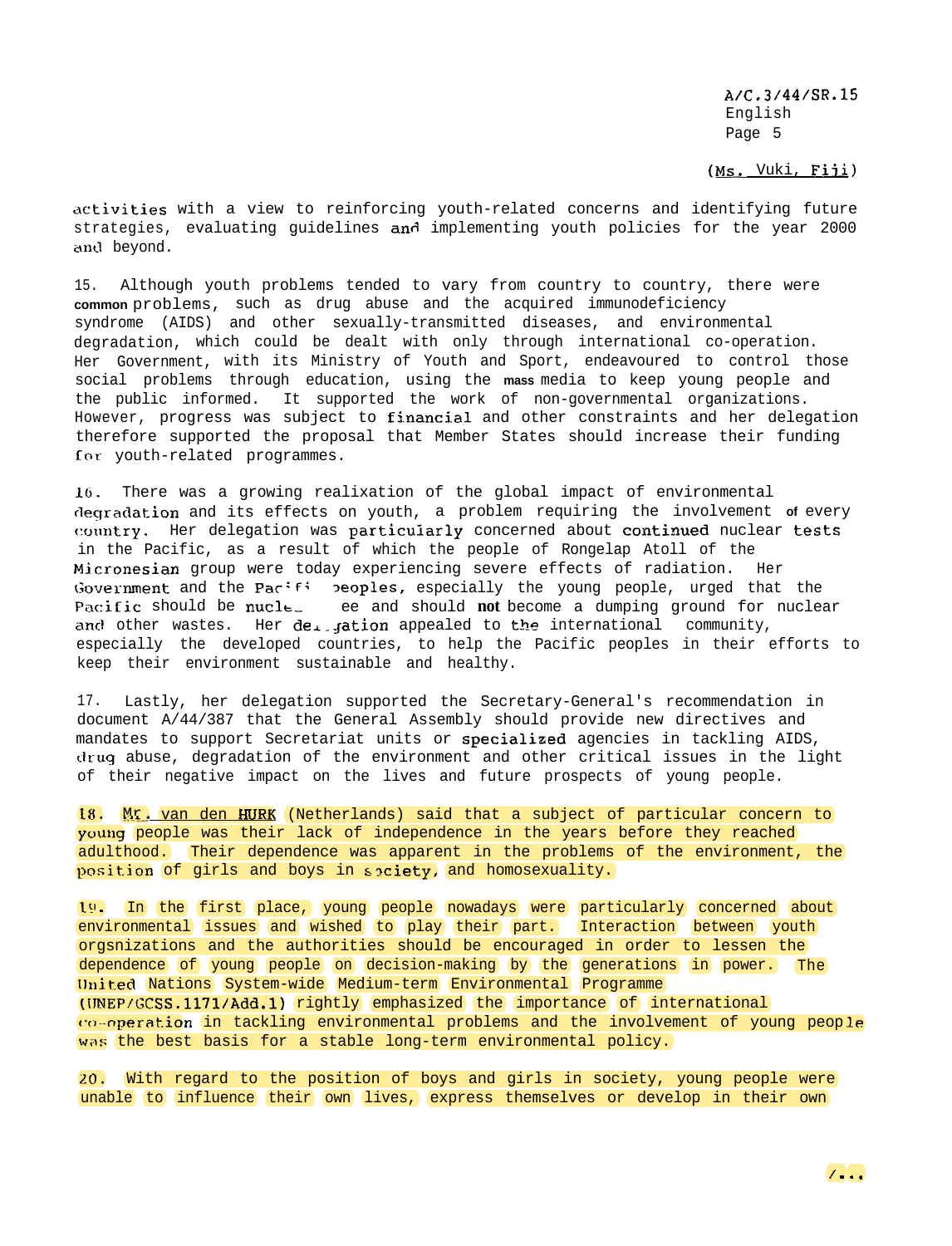(Ms. Vuki, Fiji)

activities with a view to reinforcing youth-related concerns and identifying future strategies, evaluating guidelines and implementing youth policies for the year 2000 and beyond.

15. Although youth problems tended to vary from country to country, there were common problems, such as drug abuse and the acquired immunodeficiency syndrome (AIDS) and other sexually-transmitted diseases, and environmental degradation, which could be dealt with only through international co-operation. Her Government, with its Ministry of Youth and Sport, endeavoured to control those social problems through education, using the mass media to keep young people and the public informed. It supported the work of non-governmental organizations. However, progress was subject to financial and other constraints and her delegation therefore supported the proposal that Member States should increase their funding for youth-related programmes.

16. There was a growing realization of the global impact of environmental degradation and its effects on youth, a problem requiring the involvement of every country. Her delegation was particularly concerned about continued nuclear tests in the Pacific, as a result of which the people of Rongelap Atoll of the Micronesian group were today experiencing severe effects of radiation. Her Government and the Pacific peoples, especially the young people, urged that the Pacific should be nuclear-free and should not become a dumping ground for nuclear and other wastes. Her delegation appealed to the international community, especially the developed countries, to help the Pacific peoples in their efforts to keep their environment sustainable and healthy.

17. Lastly, her delegation supported the Secretary-General's recommendation in document A/44/387 that the General Assembly should provide new directives and mandates to support Secretariat units or specialized agencies in tackling AIDS, drug abuse, degradation of the environment and other critical issues in the light of their negative impact on the lives and future prospects of young people.

18. Mr. van den HURK (Netherlands) said that a subject of particular concern to young people was their lack of independence in the years before they reached adulthood. Their dependence was apparent in the problems of the environment, the position of girls and boys in society, and homosexuality.

19. In the first place, young people nowadays were particularly concerned about environmental issues and wished to play their part. Interaction between youth orgsnizations and the authorities should be encouraged in order to lessen the dependence of young people on decision-making by the generations in power. The United Nations System-wide Medium-term Environmental Programme (UNEP/GCSS.1171/Add.1) rightly emphasized the importance of international co-operation in tackling environmental problems and the involvement of young people was the best basis for a stable long-term environmental policy.

20. With regard to the position of boys and girls in society, young people were unable to influence their own lives, express themselves or develop in their own

/...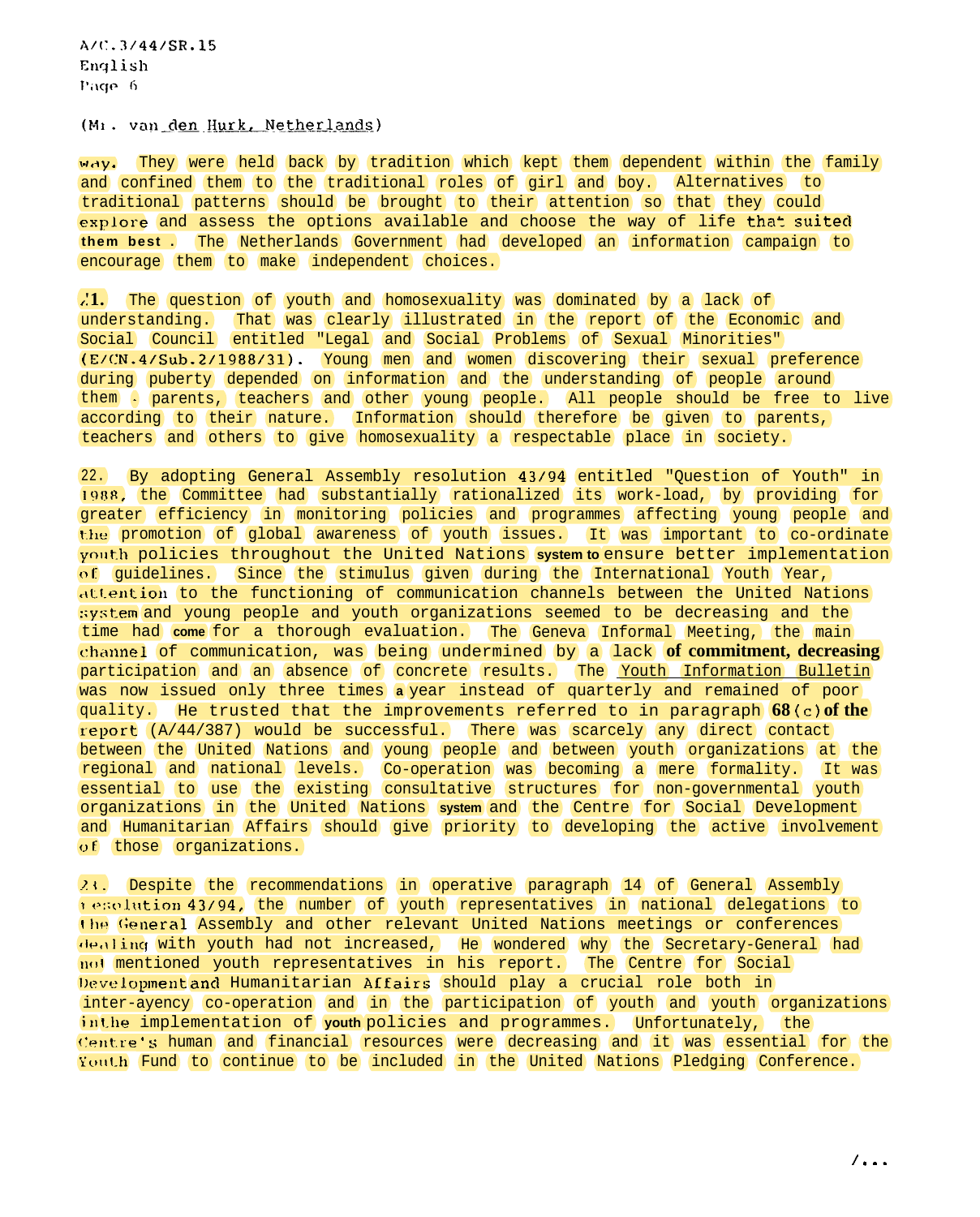(Mr. van den Hurk, Netherlands)

way. They were held back by tradition which kept them dependent within the family and confined them to the traditional roles of girl and boy. Alternatives to traditional patterns should be brought to their attention so that they could explore and assess the options available and choose the way of life that suited them best. The Netherlands Government had developed an information campaign to encourage them to make independent choices.

21. The question of youth and homosexuality was dominated by a lack of understanding. That was clearly illustrated in the report of the Economic and Social Council entitled "Legal and Social Problems of Sexual Minorities" (E/CN.4/Sub.2/1988/31). Young men and women discovering their sexual preference during puberty depended on information and the understanding of people around them - parents, teachers and other young people. All people should be free to live according to their nature. Information should therefore be given to parents, teachers and others to give homosexuality a respectable place in society.

22. By adopting General Assembly resolution 43/94 entitled "Question of Youth" in 1988, the Committee had substantially rationalized its work-load, by providing for greater efficiency in monitoring policies and programmes affecting young people and the promotion of global awareness of youth issues. It was important to co-ordinate youth policies throughout the United Nations system to ensure better implementation of guidelines. Since the stimulus given during the International Youth Year, attention to the functioning of communication channels between the United Nations system and young people and youth organizations seemed to be decreasing and the time had come for a thorough evaluation. The Geneva Informal Meeting, the main channel of communication, was being undermined by a lack of commitment, decreasing participation and an absence of concrete results. The _Youth Information Bulletin_ was now issued only three times a year instead of quarterly and remained of poor quality. He trusted that the improvements referred to in paragraph 68 (c) of the report (A/44/387) would be successful. There was scarcely any direct contact between the United Nations and young people and between youth organizations at the regional and national levels. Co-operation was becoming a mere formality. It was essential to use the existing consultative structures for non-governmental youth organizations in the United Nations system and the Centre for Social Development and Humanitarian Affairs should give priority to developing the active involvement of those organizations.

23. Despite the recommendations in operative paragraph 14 of General Assembly resolution 43/94, the number of youth representatives in national delegations to the General Assembly and other relevant United Nations meetings or conferences dealing with youth had not increased. He wondered why the Secretary-General had not mentioned youth representatives in his report. The Centre for Social Development and Humanitarian Affairs should play a crucial role both in inter-agency co-operation and in the participation of youth and youth organizations in the implementation of youth policies and programmes. Unfortunately, the Centre's human and financial resources were decreasing and it was essential for the Youth Fund to continue to be included in the United Nations Pledging Conference.

/...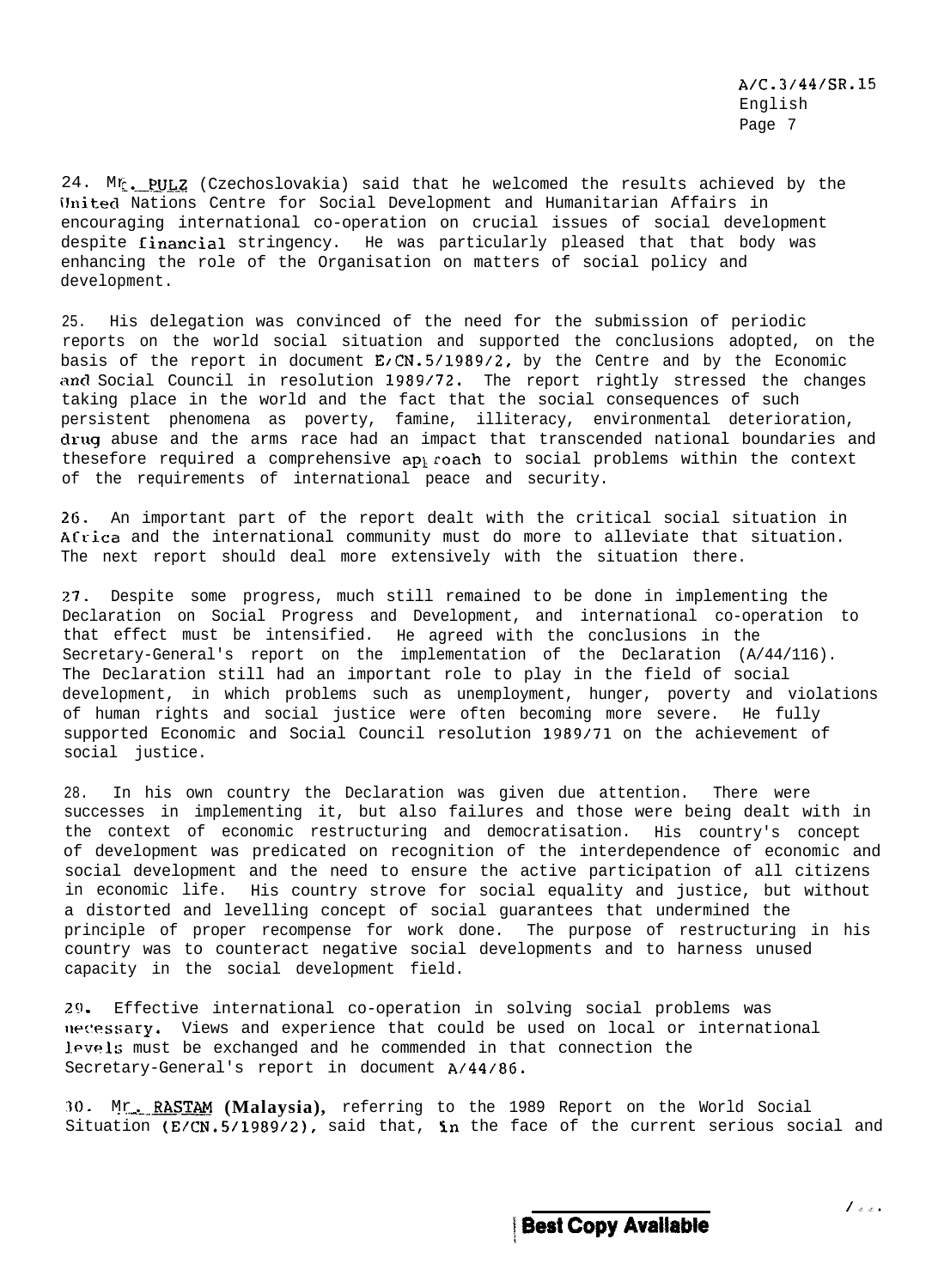24. Mr. PULZ (Czechoslovakia) said that he welcomed the results achieved by the United Nations Centre for Social Development and Humanitarian Affairs in encouraging international co-operation on crucial issues of social development despite financial stringency. He was particularly pleased that that body was enhancing the role of the Organisation on matters of social policy and development.

25. His delegation was convinced of the need for the submission of periodic reports on the world social situation and supported the conclusions adopted, on the basis of the report in document E/CN.5/1989/2, by the Centre and by the Economic and Social Council in resolution 1989/72. The report rightly stressed the changes taking place in the world and the fact that the social consequences of such persistent phenomena as poverty, famine, illiteracy, environmental deterioration, drug abuse and the arms race had an impact that transcended national boundaries and thesefore required a comprehensive approach to social problems within the context of the requirements of international peace and security.

26. An important part of the report dealt with the critical social situation in Africa and the international community must do more to alleviate that situation. The next report should deal more extensively with the situation there.

27. Despite some progress, much still remained to be done in implementing the Declaration on Social Progress and Development, and international co-operation to that effect must be intensified. He agreed with the conclusions in the Secretary-General's report on the implementation of the Declaration (A/44/116). The Declaration still had an important role to play in the field of social development, in which problems such as unemployment, hunger, poverty and violations of human rights and social justice were often becoming more severe. He fully supported Economic and Social Council resolution 1989/71 on the achievement of social justice.

28. In his own country the Declaration was given due attention. There were successes in implementing it, but also failures and those were being dealt with in the context of economic restructuring and democratisation. His country's concept of development was predicated on recognition of the interdependence of economic and social development and the need to ensure the active participation of all citizens in economic life. His country strove for social equality and justice, but without a distorted and levelling concept of social guarantees that undermined the principle of proper recompense for work done. The purpose of restructuring in his country was to counteract negative social developments and to harness unused capacity in the social development field.

29. Effective international co-operation in solving social problems was necessary. Views and experience that could be used on local or international levels must be exchanged and he commended in that connection the Secretary-General's report in document A/44/86.

30. Mr. RASTAM (Malaysia), referring to the 1989 Report on the World Social Situation (E/CN.5/1989/2), said that, in the face of the current serious social and

/...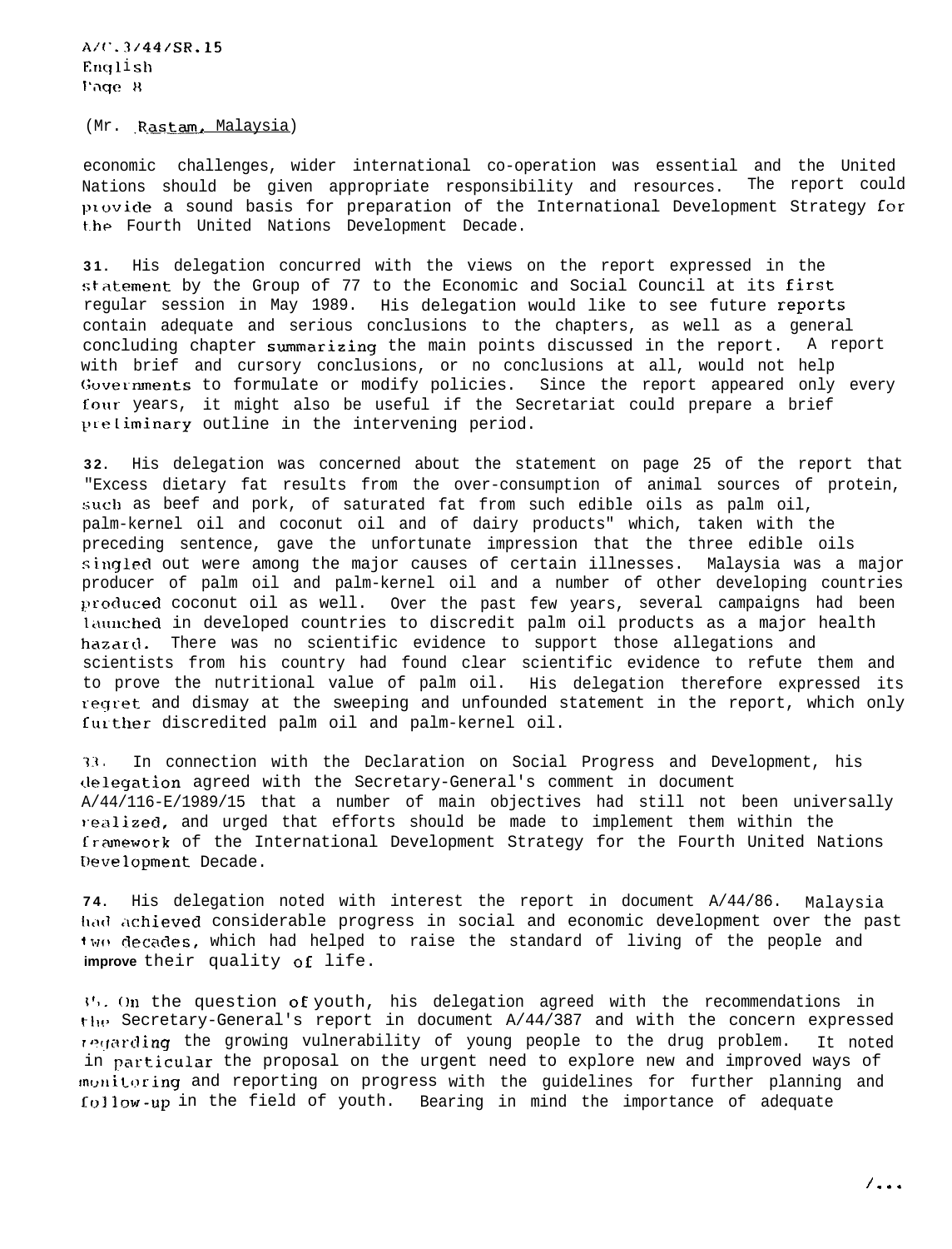(Mr. Rastam, Malaysia)

economic challenges, wider international co-operation was essential and the United Nations should be given appropriate responsibility and resources. The report could provide a sound basis for preparation of the International Development Strategy for the Fourth United Nations Development Decade.

31. His delegation concurred with the views on the report expressed in the statement by the Group of 77 to the Economic and Social Council at its first regular session in May 1989. His delegation would like to see future reports contain adequate and serious conclusions to the chapters, as well as a general concluding chapter summarizing the main points discussed in the report. A report with brief and cursory conclusions, or no conclusions at all, would not help Governments to formulate or modify policies. Since the report appeared only every four years, it might also be useful if the Secretariat could prepare a brief preliminary outline in the intervening period.

32. His delegation was concerned about the statement on page 25 of the report that "Excess dietary fat results from the over-consumption of animal sources of protein, such as beef and pork, of saturated fat from such edible oils as palm oil, palm-kernel oil and coconut oil and of dairy products" which, taken with the preceding sentence, gave the unfortunate impression that the three edible oils singled out were among the major causes of certain illnesses. Malaysia was a major producer of palm oil and palm-kernel oil and a number of other developing countries produced coconut oil as well. Over the past few years, several campaigns had been launched in developed countries to discredit palm oil products as a major health hazard. There was no scientific evidence to support those allegations and scientists from his country had found clear scientific evidence to refute them and to prove the nutritional value of palm oil. His delegation therefore expressed its regret and dismay at the sweeping and unfounded statement in the report, which only further discredited palm oil and palm-kernel oil.

33. In connection with the Declaration on Social Progress and Development, his delegation agreed with the Secretary-General's comment in document A/44/116-E/1989/15 that a number of main objectives had still not been universally realized, and urged that efforts should be made to implement them within the framework of the International Development Strategy for the Fourth United Nations Development Decade.

34. His delegation noted with interest the report in document A/44/86. Malaysia had achieved considerable progress in social and economic development over the past two decades, which had helped to raise the standard of living of the people and improve their quality of life.

35. On the question of youth, his delegation agreed with the recommendations in the Secretary-General's report in document A/44/387 and with the concern expressed regarding the growing vulnerability of young people to the drug problem. It noted in particular the proposal on the urgent need to explore new and improved ways of monitoring and reporting on progress with the guidelines for further planning and follow-up in the field of youth. Bearing in mind the importance of adequate

/...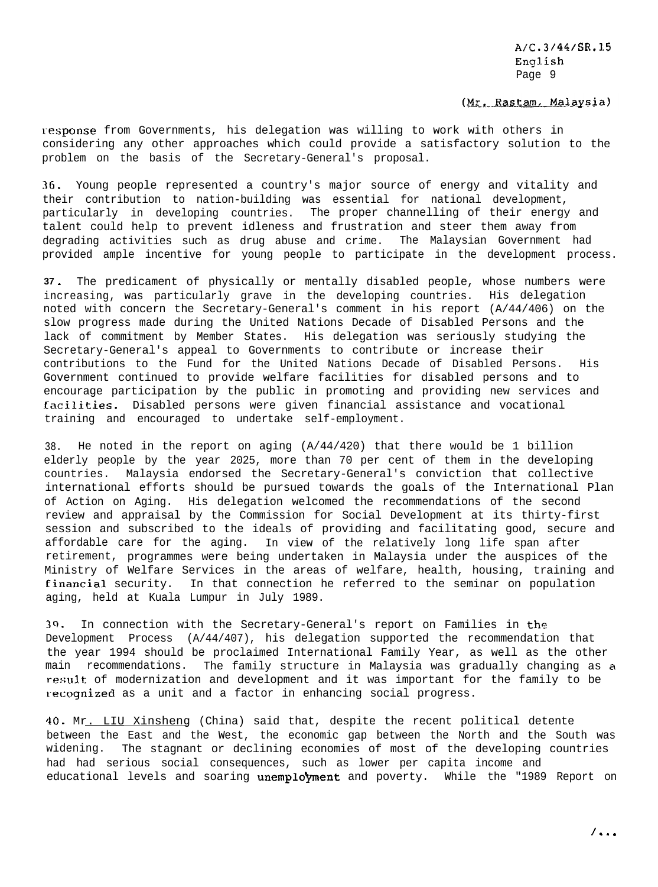(Mr. Rastam, Malaysia)

response from Governments, his delegation was willing to work with others in considering any other approaches which could provide a satisfactory solution to the problem on the basis of the Secretary-General's proposal.

36. Young people represented a country's major source of energy and vitality and their contribution to nation-building was essential for national development, particularly in developing countries. The proper channelling of their energy and talent could help to prevent idleness and frustration and steer them away from degrading activities such as drug abuse and crime. The Malaysian Government had provided ample incentive for young people to participate in the development process.

37. The predicament of physically or mentally disabled people, whose numbers were increasing, was particularly grave in the developing countries. His delegation noted with concern the Secretary-General's comment in his report (A/44/406) on the slow progress made during the United Nations Decade of Disabled Persons and the lack of commitment by Member States. His delegation was seriously studying the Secretary-General's appeal to Governments to contribute or increase their contributions to the Fund for the United Nations Decade of Disabled Persons. His Government continued to provide welfare facilities for disabled persons and to encourage participation by the public in promoting and providing new services and facilities. Disabled persons were given financial assistance and vocational training and encouraged to undertake self-employment.

38. He noted in the report on aging (A/44/420) that there would be 1 billion elderly people by the year 2025, more than 70 per cent of them in the developing countries. Malaysia endorsed the Secretary-General's conviction that collective international efforts should be pursued towards the goals of the International Plan of Action on Aging. His delegation welcomed the recommendations of the second review and appraisal by the Commission for Social Development at its thirty-first session and subscribed to the ideals of providing and facilitating good, secure and affordable care for the aging. In view of the relatively long life span after retirement, programmes were being undertaken in Malaysia under the auspices of the Ministry of Welfare Services in the areas of welfare, health, housing, training and financial security. In that connection he referred to the seminar on population aging, held at Kuala Lumpur in July 1989.

39. In connection with the Secretary-General's report on Families in the Development Process (A/44/407), his delegation supported the recommendation that the year 1994 should be proclaimed International Family Year, as well as the other main recommendations. The family structure in Malaysia was gradually changing as a result of modernization and development and it was important for the family to be recognized as a unit and a factor in enhancing social progress.

40. Mr. LIU Xinsheng (China) said that, despite the recent political detente between the East and the West, the economic gap between the North and the South was widening. The stagnant or declining economies of most of the developing countries had had serious social consequences, such as lower per capita income and educational levels and soaring unemployment and poverty. While the "1989 Report on

/...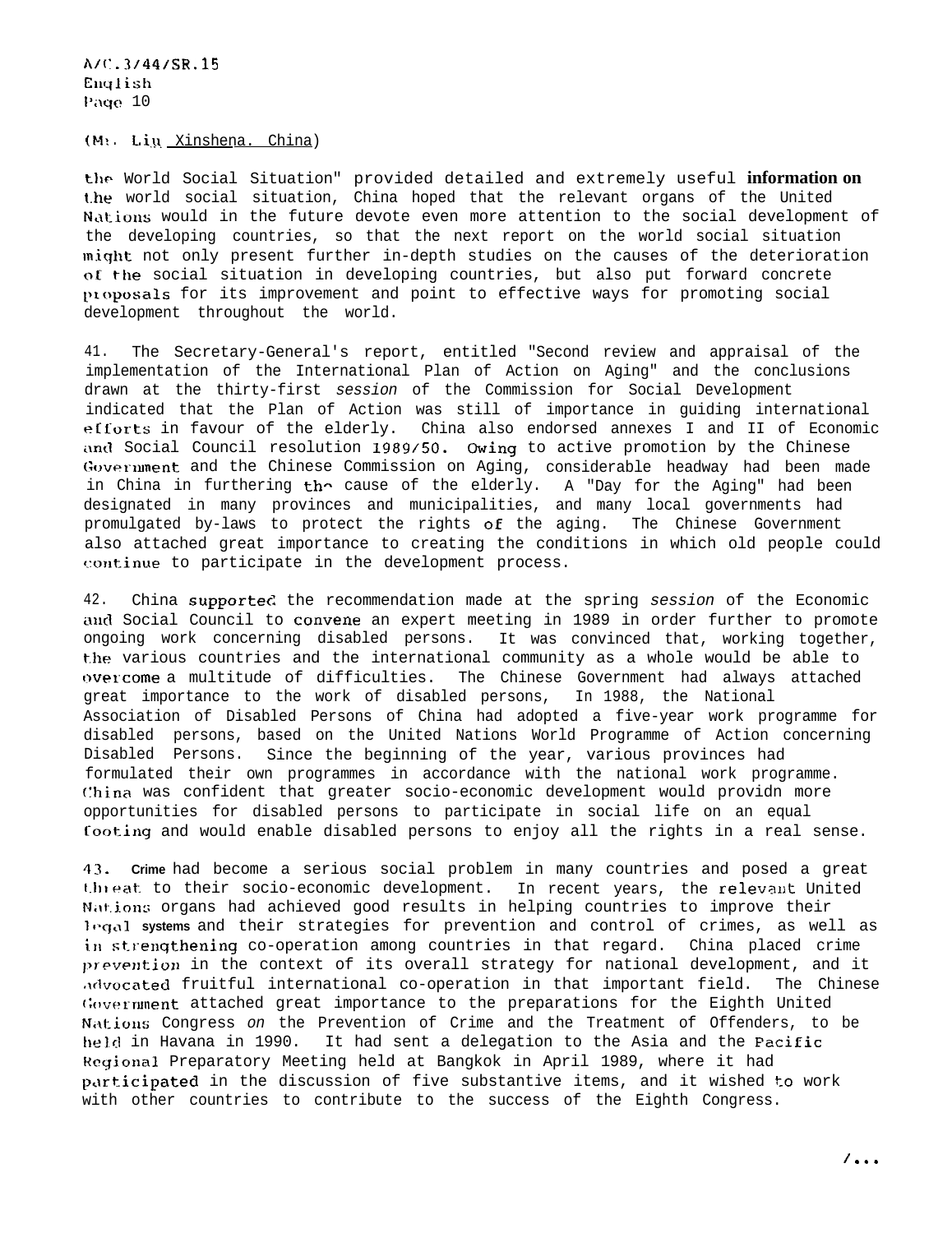(Mr. Liu Xinsheng, China)

the World Social Situation" provided detailed and extremely useful information on the world social situation, China hoped that the relevant organs of the United Nations would in the future devote even more attention to the social development of the developing countries, so that the next report on the world social situation might not only present further in-depth studies on the causes of the deterioration of the social situation in developing countries, but also put forward concrete proposals for its improvement and point to effective ways for promoting social development throughout the world.

41. The Secretary-General's report, entitled "Second review and appraisal of the implementation of the International Plan of Action on Aging" and the conclusions drawn at the thirty-first *session* of the Commission for Social Development indicated that the Plan of Action was still of importance in guiding international efforts in favour of the elderly. China also endorsed annexes I and II of Economic and Social Council resolution 1989/50. Owing to active promotion by the Chinese Government and the Chinese Commission on Aging, considerable headway had been made in China in furthering the cause of the elderly. A "Day for the Aging" had been designated in many provinces and municipalities, and many local governments had promulgated by-laws to protect the rights of the aging. The Chinese Government also attached great importance to creating the conditions in which old people could continue to participate in the development process.

42. China supported the recommendation made at the spring *session* of the Economic and Social Council to convene an expert meeting in 1989 in order further to promote ongoing work concerning disabled persons. It was convinced that, working together, the various countries and the international community as a whole would be able to overcome a multitude of difficulties. The Chinese Government had always attached great importance to the work of disabled persons, In 1988, the National Association of Disabled Persons of China had adopted a five-year work programme for disabled persons, based on the United Nations World Programme of Action concerning Disabled Persons. Since the beginning of the year, various provinces had formulated their own programmes in accordance with the national work programme. China was confident that greater socio-economic development would providn more opportunities for disabled persons to participate in social life on an equal footing and would enable disabled persons to enjoy all the rights in a real sense.

43. Crime had become a serious social problem in many countries and posed a great threat to their socio-economic development. In recent years, the relevant United Nations organs had achieved good results in helping countries to improve their legal systems and their strategies for prevention and control of crimes, as well as in strengthening co-operation among countries in that regard. China placed crime prevention in the context of its overall strategy for national development, and it advocated fruitful international co-operation in that important field. The Chinese Government attached great importance to the preparations for the Eighth United Nations Congress *on* the Prevention of Crime and the Treatment of Offenders, to be held in Havana in 1990. It had sent a delegation to the Asia and the Pacific Regional Preparatory Meeting held at Bangkok in April 1989, where it had participated in the discussion of five substantive items, and it wished to work with other countries to contribute to the success of the Eighth Congress.

/...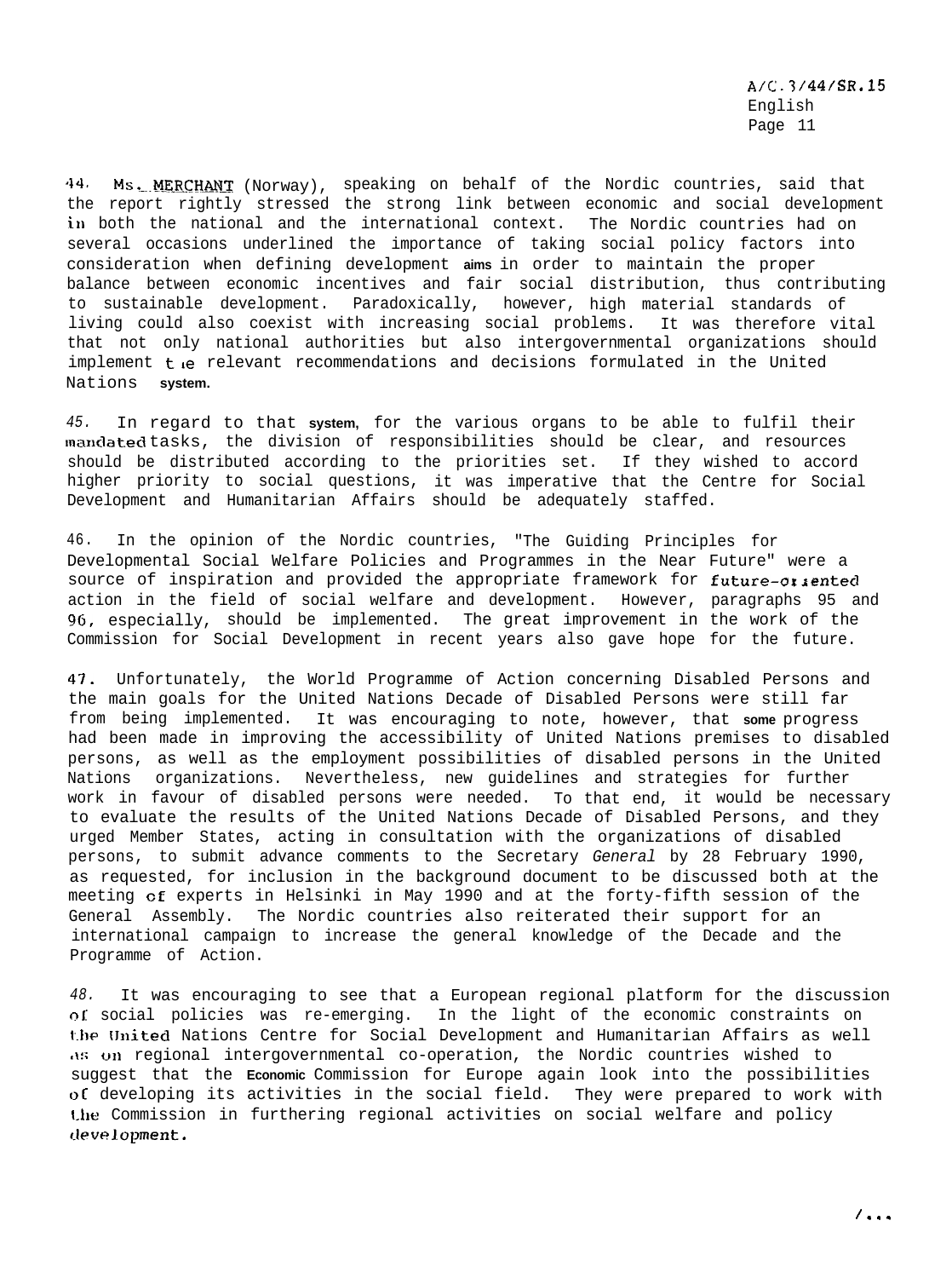44. Ms. MERCHANT (Norway), speaking on behalf of the Nordic countries, said that the report rightly stressed the strong link between economic and social development in both the national and the international context. The Nordic countries had on several occasions underlined the importance of taking social policy factors into consideration when defining development aims in order to maintain the proper balance between economic incentives and fair social distribution, thus contributing to sustainable development. Paradoxically, however, high material standards of living could also coexist with increasing social problems. It was therefore vital that not only national authorities but also intergovernmental organizations should implement the relevant recommendations and decisions formulated in the United Nations system.

45. In regard to that system, for the various organs to be able to fulfil their mandated tasks, the division of responsibilities should be clear, and resources should be distributed according to the priorities set. If they wished to accord higher priority to social questions, it was imperative that the Centre for Social Development and Humanitarian Affairs should be adequately staffed.

46. In the opinion of the Nordic countries, "The Guiding Principles for Developmental Social Welfare Policies and Programmes in the Near Future" were a source of inspiration and provided the appropriate framework for future-oriented action in the field of social welfare and development. However, paragraphs 95 and 96, especially, should be implemented. The great improvement in the work of the Commission for Social Development in recent years also gave hope for the future.

47. Unfortunately, the World Programme of Action concerning Disabled Persons and the main goals for the United Nations Decade of Disabled Persons were still far from being implemented. It was encouraging to note, however, that some progress had been made in improving the accessibility of United Nations premises to disabled persons, as well as the employment possibilities of disabled persons in the United Nations organizations. Nevertheless, new guidelines and strategies for further work in favour of disabled persons were needed. To that end, it would be necessary to evaluate the results of the United Nations Decade of Disabled Persons, and they urged Member States, acting in consultation with the organizations of disabled persons, to submit advance comments to the Secretary General by 28 February 1990, as requested, for inclusion in the background document to be discussed both at the meeting of experts in Helsinki in May 1990 and at the forty-fifth session of the General Assembly. The Nordic countries also reiterated their support for an international campaign to increase the general knowledge of the Decade and the Programme of Action.

48. It was encouraging to see that a European regional platform for the discussion of social policies was re-emerging. In the light of the economic constraints on the United Nations Centre for Social Development and Humanitarian Affairs as well as on regional intergovernmental co-operation, the Nordic countries wished to suggest that the Economic Commission for Europe again look into the possibilities of developing its activities in the social field. They were prepared to work with the Commission in furthering regional activities on social welfare and policy development.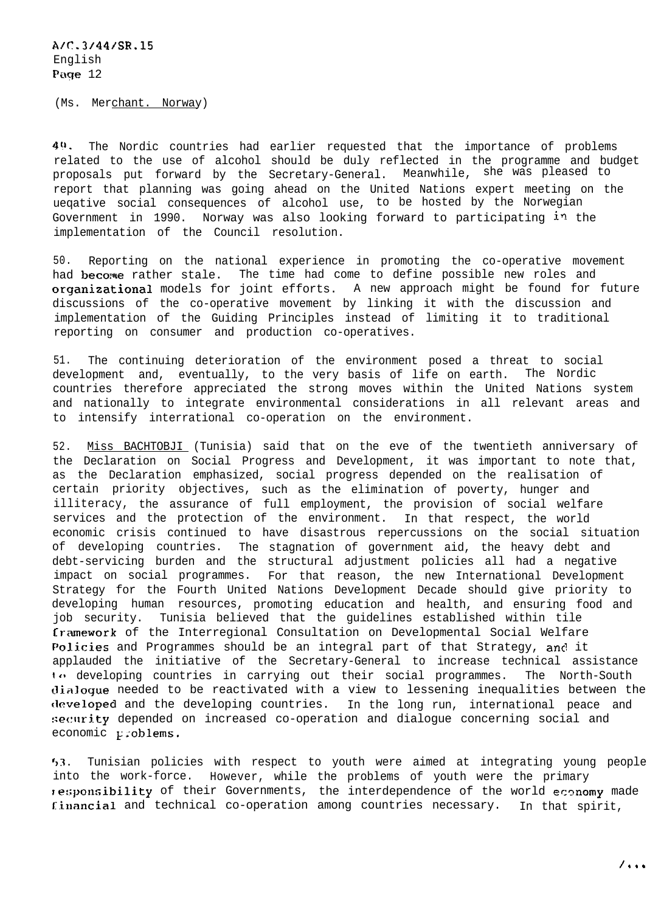(Ms. Merchant, Norway)

49. The Nordic countries had earlier requested that the importance of problems related to the use of alcohol should be duly reflected in the programme and budget proposals put forward by the Secretary-General. Meanwhile, she was pleased to report that planning was going ahead on the United Nations expert meeting on the negative social consequences of alcohol use, to be hosted by the Norwegian Government in 1990. Norway was also looking forward to participating in the implementation of the Council resolution.

50. Reporting on the national experience in promoting the co-operative movement had become rather stale. The time had come to define possible new roles and organizational models for joint efforts. A new approach might be found for future discussions of the co-operative movement by linking it with the discussion and implementation of the Guiding Principles instead of limiting it to traditional reporting on consumer and production co-operatives.

51. The continuing deterioration of the environment posed a threat to social development and, eventually, to the very basis of life on earth. The Nordic countries therefore appreciated the strong moves within the United Nations system and nationally to integrate environmental considerations in all relevant areas and to intensify international co-operation on the environment.

52. Miss BACHTOBJI (Tunisia) said that on the eve of the twentieth anniversary of the Declaration on Social Progress and Development, it was important to note that, as the Declaration emphasized, social progress depended on the realisation of certain priority objectives, such as the elimination of poverty, hunger and illiteracy, the assurance of full employment, the provision of social welfare services and the protection of the environment. In that respect, the world economic crisis continued to have disastrous repercussions on the social situation of developing countries. The stagnation of government aid, the heavy debt and debt-servicing burden and the structural adjustment policies all had a negative impact on social programmes. For that reason, the new International Development Strategy for the Fourth United Nations Development Decade should give priority to developing human resources, promoting education and health, and ensuring food and job security. Tunisia believed that the guidelines established within the framework of the Interregional Consultation on Developmental Social Welfare Policies and Programmes should be an integral part of that Strategy, and it applauded the initiative of the Secretary-General to increase technical assistance to developing countries in carrying out their social programmes. The North-South dialogue needed to be reactivated with a view to lessening inequalities between the developed and the developing countries. In the long run, international peace and security depended on increased co-operation and dialogue concerning social and economic problems.

53. Tunisian policies with respect to youth were aimed at integrating young people into the work-force. However, while the problems of youth were the primary responsibility of their Governments, the interdependence of the world economy made financial and technical co-operation among countries necessary. In that spirit,

/...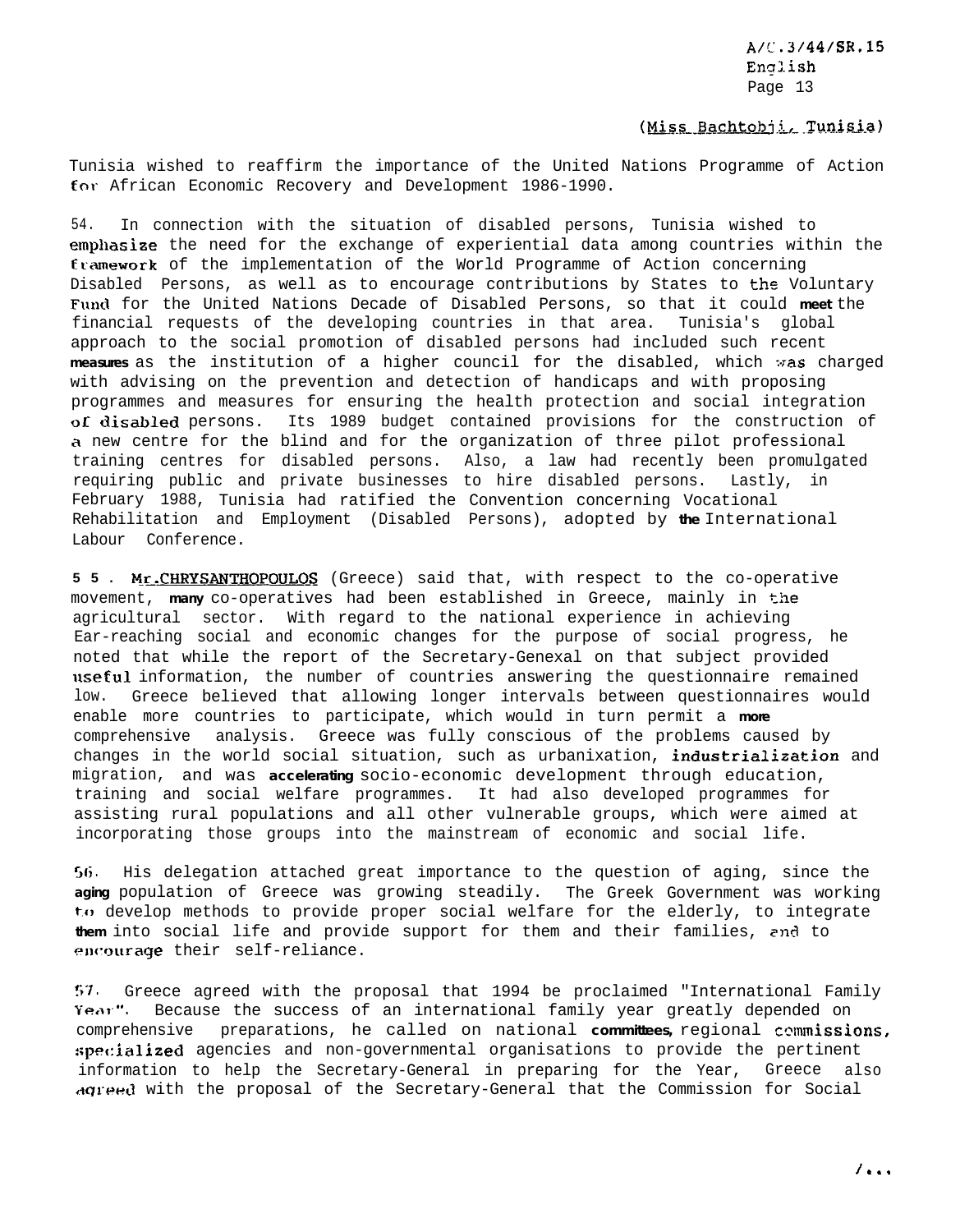(Miss Bachtobji, Tunisia)

Tunisia wished to reaffirm the importance of the United Nations Programme of Action for African Economic Recovery and Development 1986-1990.

54. In connection with the situation of disabled persons, Tunisia wished to emphasize the need for the exchange of experiential data among countries within the framework of the implementation of the World Programme of Action concerning Disabled Persons, as well as to encourage contributions by States to the Voluntary Fund for the United Nations Decade of Disabled Persons, so that it could meet the financial requests of the developing countries in that area. Tunisia's global approach to the social promotion of disabled persons had included such recent measures as the institution of a higher council for the disabled, which was charged with advising on the prevention and detection of handicaps and with proposing programmes and measures for ensuring the health protection and social integration of disabled persons. Its 1989 budget contained provisions for the construction of a new centre for the blind and for the organization of three pilot professional training centres for disabled persons. Also, a law had recently been promulgated requiring public and private businesses to hire disabled persons. Lastly, in February 1988, Tunisia had ratified the Convention concerning Vocational Rehabilitation and Employment (Disabled Persons), adopted by the International Labour Conference.

55. Mr. CHRYSANTHOPOULOS (Greece) said that, with respect to the co-operative movement, many co-operatives had been established in Greece, mainly in the agricultural sector. With regard to the national experience in achieving far-reaching social and economic changes for the purpose of social progress, he noted that while the report of the Secretary-General on that subject provided useful information, the number of countries answering the questionnaire remained low. Greece believed that allowing longer intervals between questionnaires would enable more countries to participate, which would in turn permit a more comprehensive analysis. Greece was fully conscious of the problems caused by changes in the world social situation, such as urbanization, industrialization and migration, and was accelerating socio-economic development through education, training and social welfare programmes. It had also developed programmes for assisting rural populations and all other vulnerable groups, which were aimed at incorporating those groups into the mainstream of economic and social life.

56. His delegation attached great importance to the question of aging, since the aging population of Greece was growing steadily. The Greek Government was working to develop methods to provide proper social welfare for the elderly, to integrate them into social life and provide support for them and their families, and to encourage their self-reliance.

57. Greece agreed with the proposal that 1994 be proclaimed "International Family Year". Because the success of an international family year greatly depended on comprehensive preparations, he called on national committees, regional commissions, specialized agencies and non-governmental organisations to provide the pertinent information to help the Secretary-General in preparing for the Year. Greece also agreed with the proposal of the Secretary-General that the Commission for Social

/...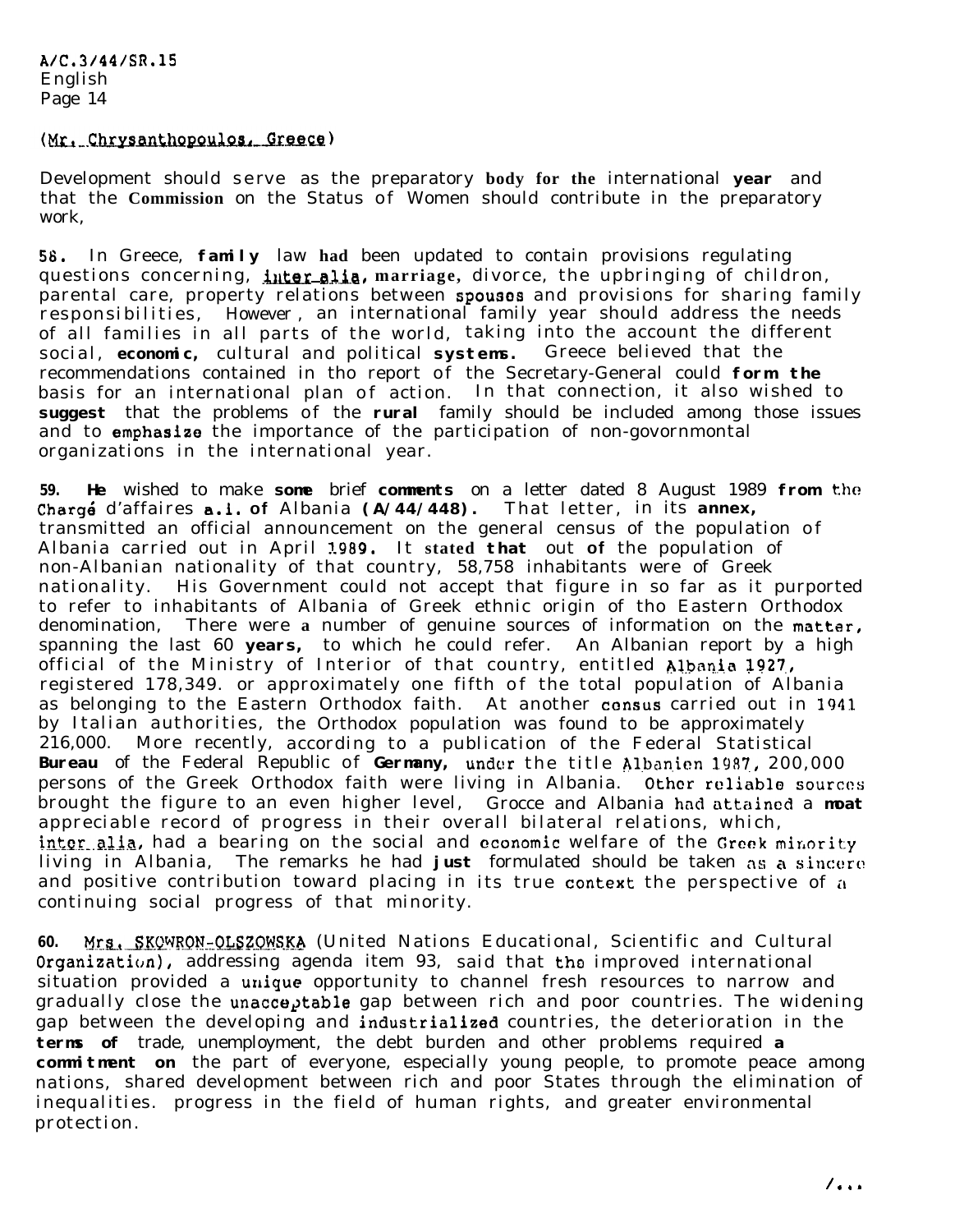(Mr. Chrysanthopoulos, Greece)

Development should serve as the preparatory body for the international year and that the Commission on the Status of Women should contribute in the preparatory work,

58. In Greece, family law had been updated to contain provisions regulating questions concerning, *inter alia*, marriage, divorce, the upbringing of children, parental care, property relations between spouses and provisions for sharing family responsibilities, However, an international family year should address the needs of all families in all parts of the world, taking into the account the different social, economic, cultural and political systems. Greece believed that the recommendations contained in the report of the Secretary-General could form the basis for an international plan of action. In that connection, it also wished to suggest that the problems of the rural family should be included among those issues and to emphasize the importance of the participation of non-governmental organizations in the international year.

59. He wished to make some brief comments on a letter dated 8 August 1989 from the Chargé d'affaires a.i. of Albania (A/44/448). That letter, in its annex, transmitted an official announcement on the general census of the population of Albania carried out in April 1989. It stated that out of the population of non-Albanian nationality of that country, 58,758 inhabitants were of Greek nationality. His Government could not accept that figure in so far as it purported to refer to inhabitants of Albania of Greek ethnic origin of the Eastern Orthodox denomination, There were a number of genuine sources of information on the matter, spanning the last 60 years, to which he could refer. An Albanian report by a high official of the Ministry of Interior of that country, entitled *Albania 1927*, registered 178,349. or approximately one fifth of the total population of Albania as belonging to the Eastern Orthodox faith. At another census carried out in 1941 by Italian authorities, the Orthodox population was found to be approximately 216,000. More recently, according to a publication of the Federal Statistical Bureau of the Federal Republic of Germany, under the title *Albanien 1987*, 200,000 persons of the Greek Orthodox faith were living in Albania. Other reliable sources brought the figure to an even higher level, Greece and Albania had attained a most appreciable record of progress in their overall bilateral relations, which, *inter alia*, had a bearing on the social and economic welfare of the Greek minority living in Albania, The remarks he had just formulated should be taken as a sincere and positive contribution toward placing in its true context the perspective of a continuing social progress of that minority.

60. Mrs. SKOWRON-OLSZOWSKA (United Nations Educational, Scientific and Cultural Organization), addressing agenda item 93, said that the improved international situation provided a unique opportunity to channel fresh resources to narrow and gradually close the unacceptable gap between rich and poor countries. The widening gap between the developing and industrialized countries, the deterioration in the terms of trade, unemployment, the debt burden and other problems required a commitment on the part of everyone, especially young people, to promote peace among nations, shared development between rich and poor States through the elimination of inequalities. progress in the field of human rights, and greater environmental protection.

/...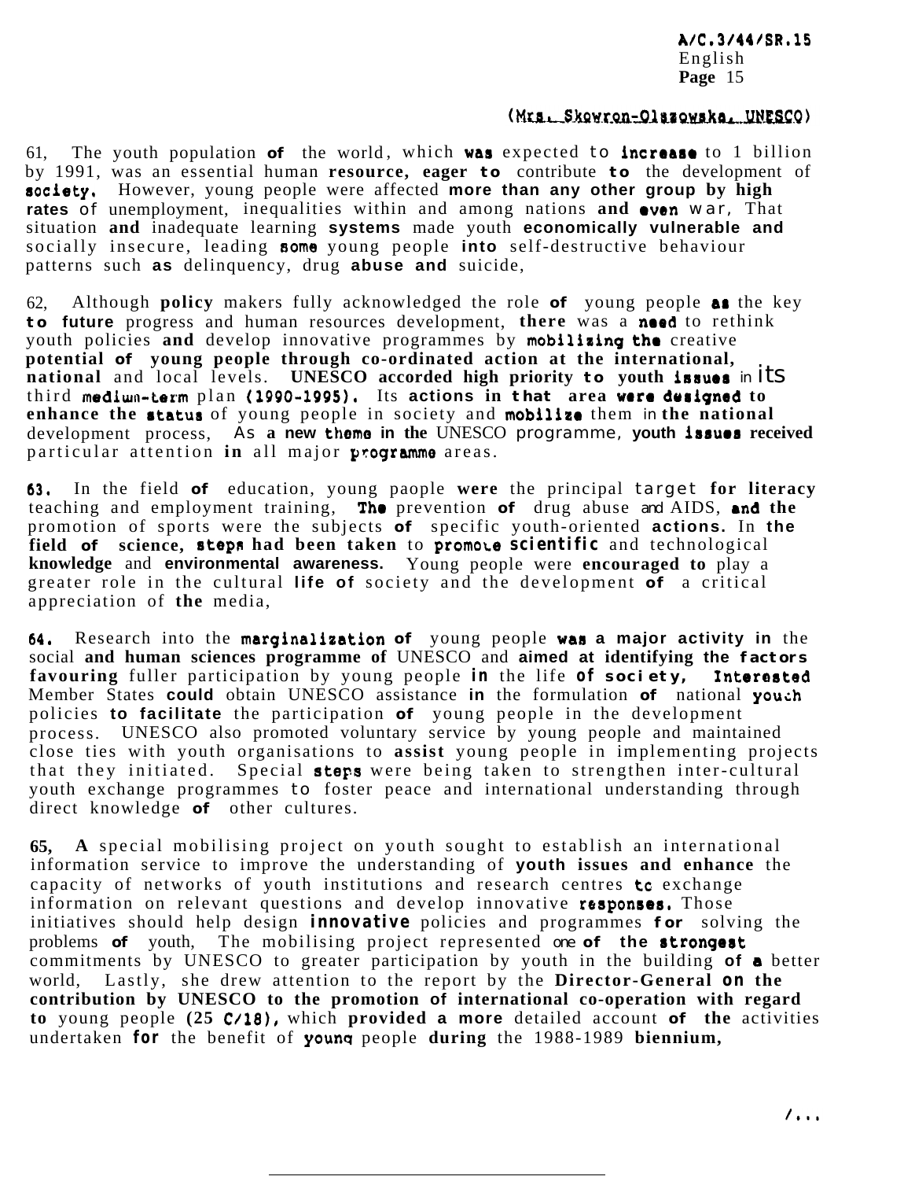(Mrs. Skowron-Olszowska, UNESCO)

61. The youth population of the world, which was expected to increase to 1 billion by 1991, was an essential human resource, eager to contribute to the development of society. However, young people were affected more than any other group by high rates of unemployment, inequalities within and among nations and even war. That situation and inadequate learning systems made youth economically vulnerable and socially insecure, leading some young people into self-destructive behaviour patterns such as delinquency, drug abuse and suicide.

62. Although policy makers fully acknowledged the role of young people as the key to future progress and human resources development, there was a need to rethink youth policies and develop innovative programmes by mobilizing the creative potential of young people through co-ordinated action at the international, national and local levels. UNESCO accorded high priority to youth issues in its third medium-term plan (1990-1995). Its actions in that area were designed to enhance the status of young people in society and mobilize them in the national development process. As a new theme in the UNESCO programme, youth issues received particular attention in all major programme areas.

63. In the field of education, young paople were the principal target for literacy teaching and employment training. The prevention of drug abuse and AIDS, and the promotion of sports were the subjects of specific youth-oriented actions. In the field of science, steps had been taken to promote scientific and technological knowledge and environmental awareness. Young people were encouraged to play a greater role in the cultural life of society and the development of a critical appreciation of the media.

64. Research into the marginalization of young people was a major activity in the social and human sciences programme of UNESCO and aimed at identifying the factors favouring fuller participation by young people in the life of society. Interested Member States could obtain UNESCO assistance in the formulation of national youth policies to facilitate the participation of young people in the development process. UNESCO also promoted voluntary service by young people and maintained close ties with youth organisations to assist young people in implementing projects that they initiated. Special steps were being taken to strengthen inter-cultural youth exchange programmes to foster peace and international understanding through direct knowledge of other cultures.

65. A special mobilising project on youth sought to establish an international information service to improve the understanding of youth issues and enhance the capacity of networks of youth institutions and research centres to exchange information on relevant questions and develop innovative responses. Those initiatives should help design innovative policies and programmes for solving the problems of youth. The mobilising project represented one of the strongest commitments by UNESCO to greater participation by youth in the building of a better world. Lastly, she drew attention to the report by the Director-General on the contribution by UNESCO to the promotion of international co-operation with regard to young people (25 C/18), which provided a more detailed account of the activities undertaken for the benefit of young people during the 1988-1989 biennium.

/...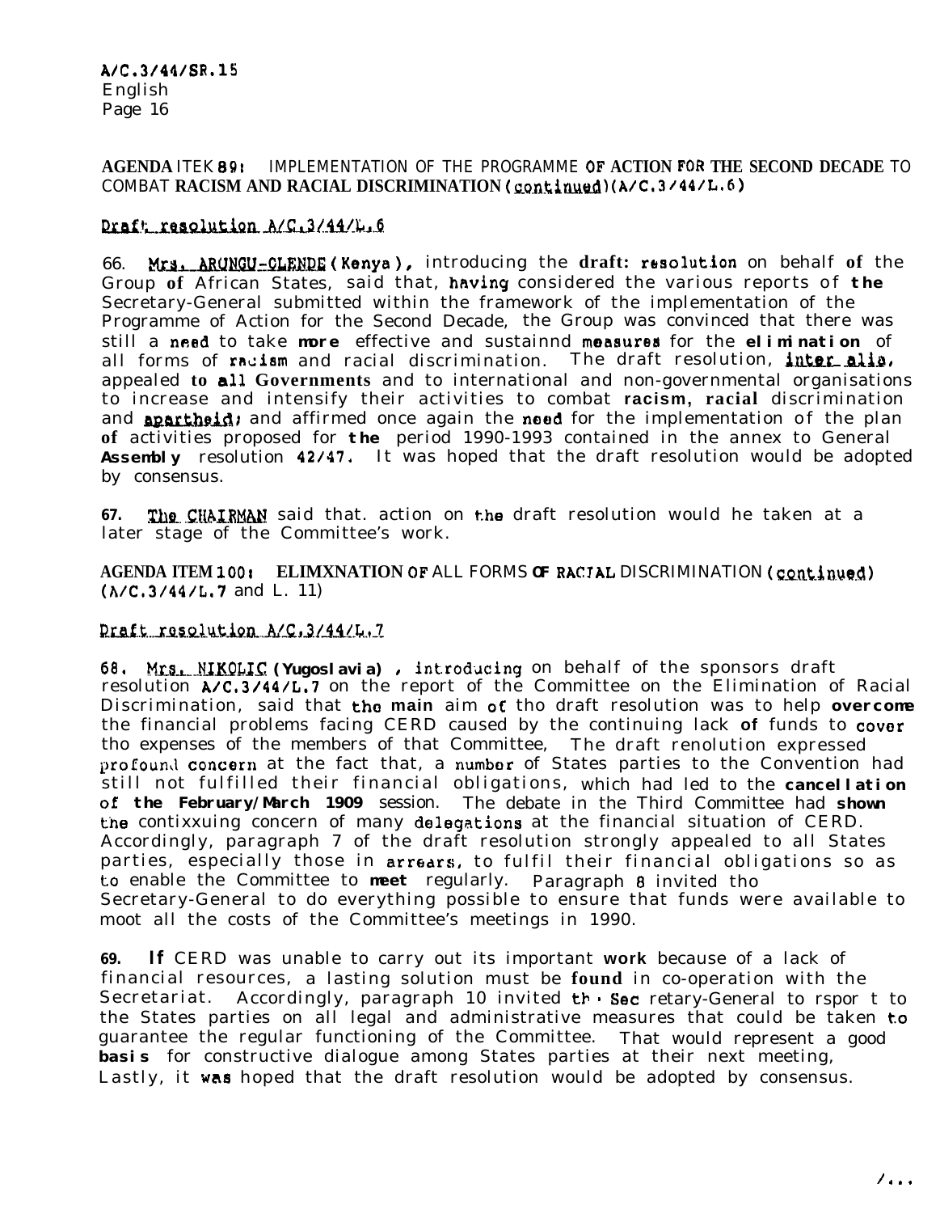**AGENDA ITEK 89: IMPLEMENTATION OF THE PROGRAMME OF ACTION FOR THE SECOND DECADE TO COMBAT RACISM AND RACIAL DISCRIMINATION (continued) (A/C.3/44/L.6)**

Draft resolution A/C.3/44/L.6

66. Mrs. ARUNGU-OLENDE (Kenya), introducing the draft resolution on behalf of the Group of African States, said that, having considered the various reports of the Secretary-General submitted within the framework of the implementation of the Programme of Action for the Second Decade, the Group was convinced that there was still a need to take more effective and sustainnd measures for the elimination of all forms of racism and racial discrimination. The draft resolution, inter alia, appealed to all Governments and to international and non-governmental organisations to increase and intensify their activities to combat racism, racial discrimination and apartheid; and affirmed once again the need for the implementation of the plan of activities proposed for the period 1990-1993 contained in the annex to General Assembly resolution 42/47. It was hoped that the draft resolution would be adopted by consensus.

67. The CHAIRMAN said that. action on the draft resolution would he taken at a later stage of the Committee's work.

**AGENDA ITEM 100: ELIMXNATION OF ALL FORMS OF RACIAL DISCRIMINATION (continued) (A/C.3/44/L.7 and L. 11)**

Draft resolution A/C.3/44/L.7

68. Mrs. NIKOLIC (Yugoslavia), introducing on behalf of the sponsors draft resolution A/C.3/44/L.7 on the report of the Committee on the Elimination of Racial Discrimination, said that the main aim of tho draft resolution was to help overcome the financial problems facing CERD caused by the continuing lack of funds to cover tho expenses of the members of that Committee, The draft renolution expressed profound concern at the fact that, a number of States parties to the Convention had still not fulfilled their financial obligations, which had led to the cancellation of the February/March 1909 session. The debate in the Third Committee had shown the contixxuing concern of many delegations at the financial situation of CERD. Accordingly, paragraph 7 of the draft resolution strongly appealed to all States parties, especially those in arrears, to fulfil their financial obligations so as to enable the Committee to meet regularly. Paragraph 8 invited tho Secretary-General to do everything possible to ensure that funds were available to moot all the costs of the Committee's meetings in 1990.

69. If CERD was unable to carry out its important work because of a lack of financial resources, a lasting solution must be found in co-operation with the Secretariat. Accordingly, paragraph 10 invited th · Sec retary-General to rspor t to the States parties on all legal and administrative measures that could be taken to guarantee the regular functioning of the Committee. That would represent a good basis for constructive dialogue among States parties at their next meeting, Lastly, it was hoped that the draft resolution would be adopted by consensus.

/...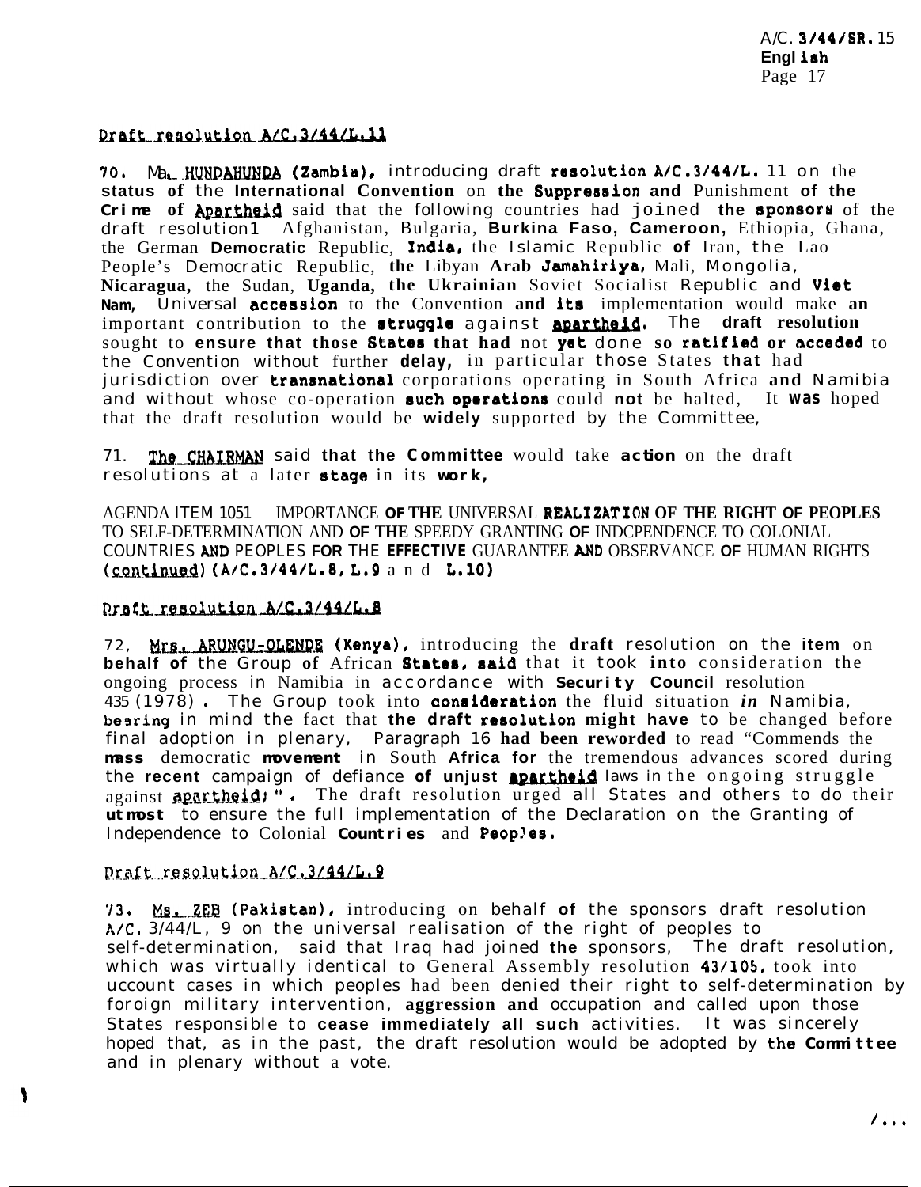Draft resolution A/C.3/44/L.11

70. Ms. HUNDAHUNDA (Zambia), introducing draft resolution A/C.3/44/L.11 on the status of the International Convention on the Suppression and Punishment of the Crime of Apartheid said that the following countries had joined the sponsors of the draft resolution: Afghanistan, Bulgaria, Burkina Faso, Cameroon, Ethiopia, Ghana, the German Democratic Republic, India, the Islamic Republic of Iran, the Lao People's Democratic Republic, the Libyan Arab Jamahiriya, Mali, Mongolia, Nicaragua, the Sudan, Uganda, the Ukrainian Soviet Socialist Republic and Viet Nam. Universal accession to the Convention and its implementation would make an important contribution to the struggle against apartheid. The draft resolution sought to ensure that those States that had not yet done so ratified or acceded to the Convention without further delay, in particular those States that had jurisdiction over transnational corporations operating in South Africa and Namibia and without whose co-operation such operations could not be halted. It was hoped that the draft resolution would be widely supported by the Committee.

71. The CHAIRMAN said that the Committee would take action on the draft resolutions at a later stage in its work.

AGENDA ITEM 105: IMPORTANCE OF THE UNIVERSAL REALIZATION OF THE RIGHT OF PEOPLES TO SELF-DETERMINATION AND OF THE SPEEDY GRANTING OF INDEPENDENCE TO COLONIAL COUNTRIES AND PEOPLES FOR THE EFFECTIVE GUARANTEE AND OBSERVANCE OF HUMAN RIGHTS (continued) (A/C.3/44/L.8, L.9 and L.10)

Draft resolution A/C.3/44/L.8

72. Mrs. ARUNGU-OLENDE (Kenya), introducing the draft resolution on the item on behalf of the Group of African States, said that it took into consideration the ongoing process in Namibia in accordance with Security Council resolution 435 (1978). The Group took into consideration the fluid situation in Namibia, bearing in mind the fact that the draft resolution might have to be changed before final adoption in plenary. Paragraph 16 had been reworded to read "Commends the mass democratic movement in South Africa for the tremendous advances scored during the recent campaign of defiance of unjust apartheid laws in the ongoing struggle against apartheid;". The draft resolution urged all States and others to do their utmost to ensure the full implementation of the Declaration on the Granting of Independence to Colonial Countries and Peoples.

Draft resolution A/C.3/44/L.9

73. Ms. ZEB (Pakistan), introducing on behalf of the sponsors draft resolution A/C.3/44/L.9 on the universal realisation of the right of peoples to self-determination, said that Iraq had joined the sponsors. The draft resolution, which was virtually identical to General Assembly resolution 43/105, took into account cases in which peoples had been denied their right to self-determination by foreign military intervention, aggression and occupation and called upon those States responsible to cease immediately all such activities. It was sincerely hoped that, as in the past, the draft resolution would be adopted by the Committee and in plenary without a vote.

/...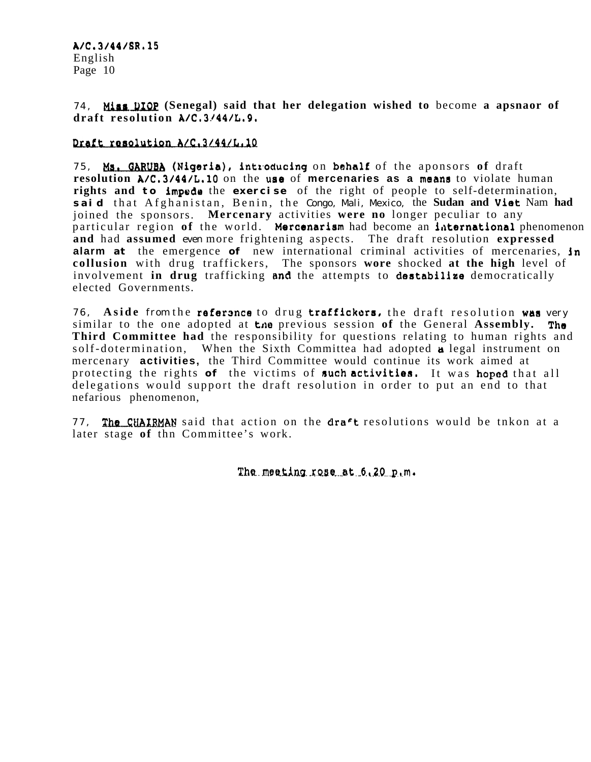74. Miss DIOP (Senegal) said that her delegation wished to become a apsnaor of draft resolution A/C.3/44/L.9.

Draft resolution A/C.3/44/L.10

75. Ms. GARUBA (Nigeria), introducing on behalf of the aponsors of draft resolution A/C.3/44/L.10 on the use of mercenaries as a means to violate human rights and to impede the exercise of the right of people to self-determination, said that Afghanistan, Benin, the Congo, Mali, Mexico, the Sudan and Viet Nam had joined the sponsors. Mercenary activities were no longer peculiar to any particular region of the world. Mercenarism had become an international phenomenon and had assumed even more frightening aspects. The draft resolution expressed alarm at the emergence of new international criminal activities of mercenaries, in collusion with drug traffickers, The sponsors wore shocked at the high level of involvement in drug trafficking and the attempts to destabilize democratically elected Governments.

76. Aside from the referance to drug traffickers, the draft resolution was very similar to the one adopted at the previous session of the General Assembly. The Third Committee had the responsibility for questions relating to human rights and solf-dotermination, When the Sixth Committea had adopted a legal instrument on mercenary activities, the Third Committee would continue its work aimed at protecting the rights of the victims of such activities. It was hoped that all delegations would support the draft resolution in order to put an end to that nefarious phenomenon,

77. The CHAIRMAN said that action on the draft resolutions would be tnkon at a later stage of thn Committee's work.

The meeting rose at 6.20 p.m.